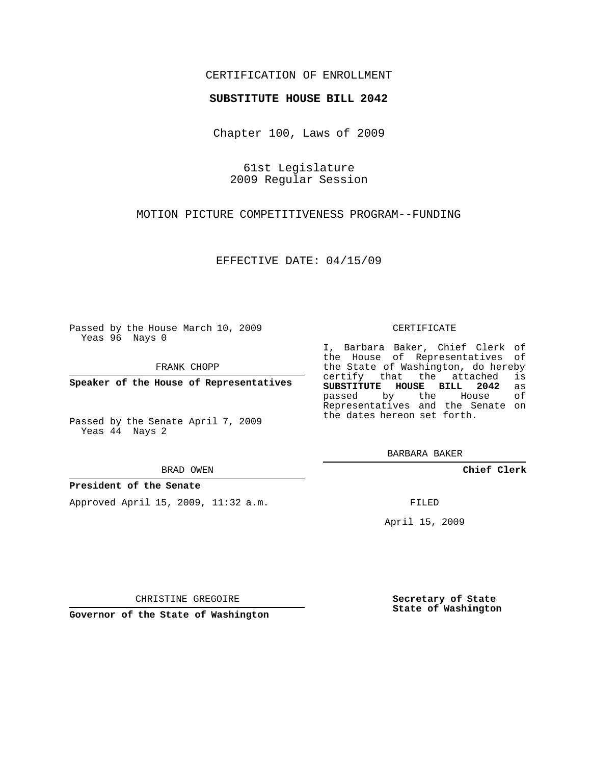CERTIFICATION OF ENROLLMENT

**SUBSTITUTE HOUSE BILL 2042**

Chapter 100, Laws of 2009

61st Legislature
2009 Regular Session

MOTION PICTURE COMPETITIVENESS PROGRAM--FUNDING

EFFECTIVE DATE: 04/15/09

Passed by the House March 10, 2009
Yeas 96 Nays 0

FRANK CHOPP

**Speaker of the House of Representatives**

Passed by the Senate April 7, 2009
Yeas 44 Nays 2

BRAD OWEN

**President of the Senate**

Approved April 15, 2009, 11:32 a.m.

CHRISTINE GREGOIRE

**Governor of the State of Washington**

CERTIFICATE

I, Barbara Baker, Chief Clerk of the House of Representatives of the State of Washington, do hereby certify that the attached is **SUBSTITUTE HOUSE BILL 2042** as passed by the House of Representatives and the Senate on the dates hereon set forth.

BARBARA BAKER

**Chief Clerk**

FILED

April 15, 2009

**Secretary of State**
**State of Washington**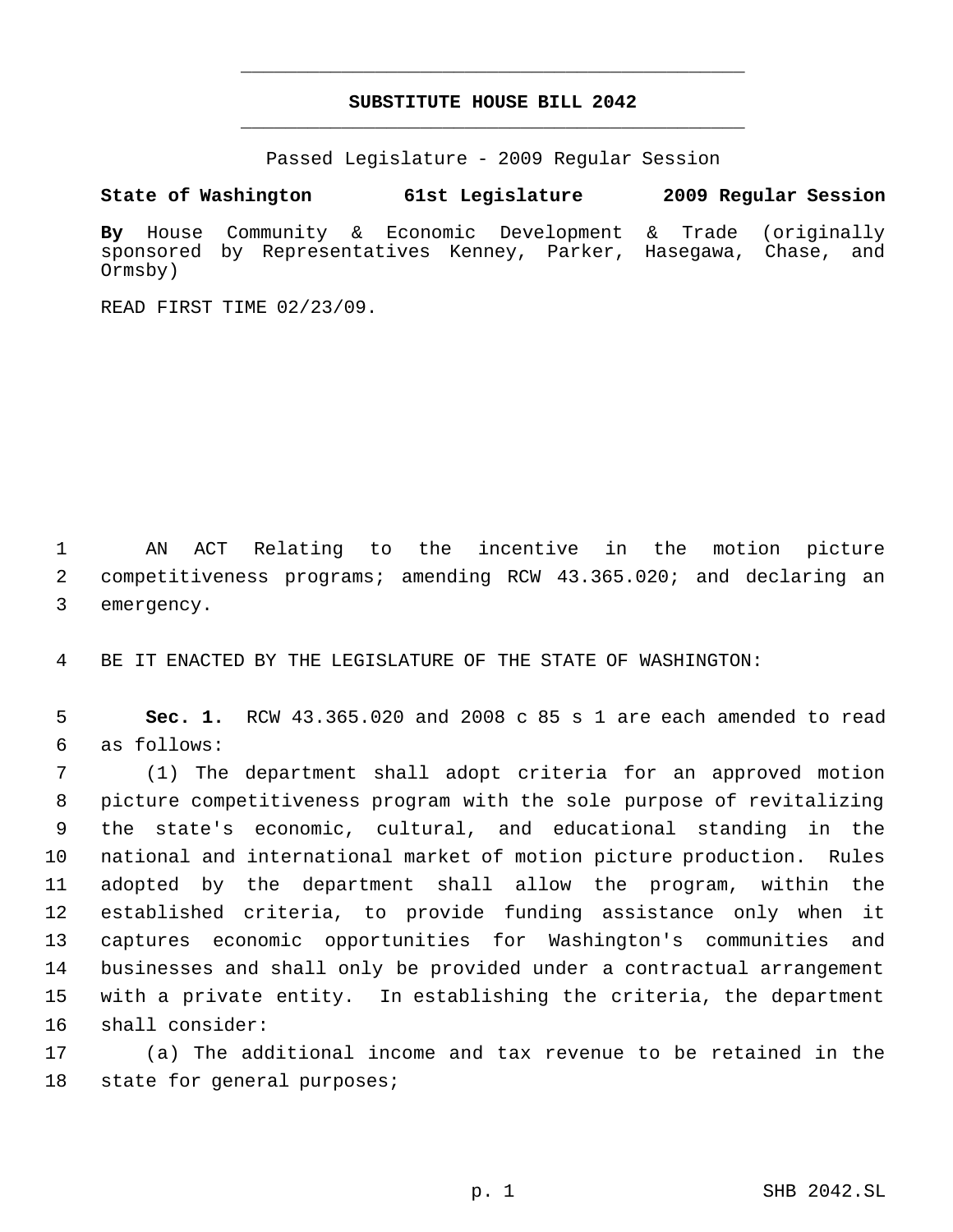**SUBSTITUTE HOUSE BILL 2042**

Passed Legislature - 2009 Regular Session

**State of Washington 61st Legislature 2009 Regular Session**

**By** House Community & Economic Development & Trade (originally sponsored by Representatives Kenney, Parker, Hasegawa, Chase, and Ormsby)

READ FIRST TIME 02/23/09.

AN ACT Relating to the incentive in the motion picture competitiveness programs; amending RCW 43.365.020; and declaring an emergency.

BE IT ENACTED BY THE LEGISLATURE OF THE STATE OF WASHINGTON:

**Sec. 1.** RCW 43.365.020 and 2008 c 85 s 1 are each amended to read as follows:

(1) The department shall adopt criteria for an approved motion picture competitiveness program with the sole purpose of revitalizing the state's economic, cultural, and educational standing in the national and international market of motion picture production. Rules adopted by the department shall allow the program, within the established criteria, to provide funding assistance only when it captures economic opportunities for Washington's communities and businesses and shall only be provided under a contractual arrangement with a private entity. In establishing the criteria, the department shall consider:

(a) The additional income and tax revenue to be retained in the state for general purposes;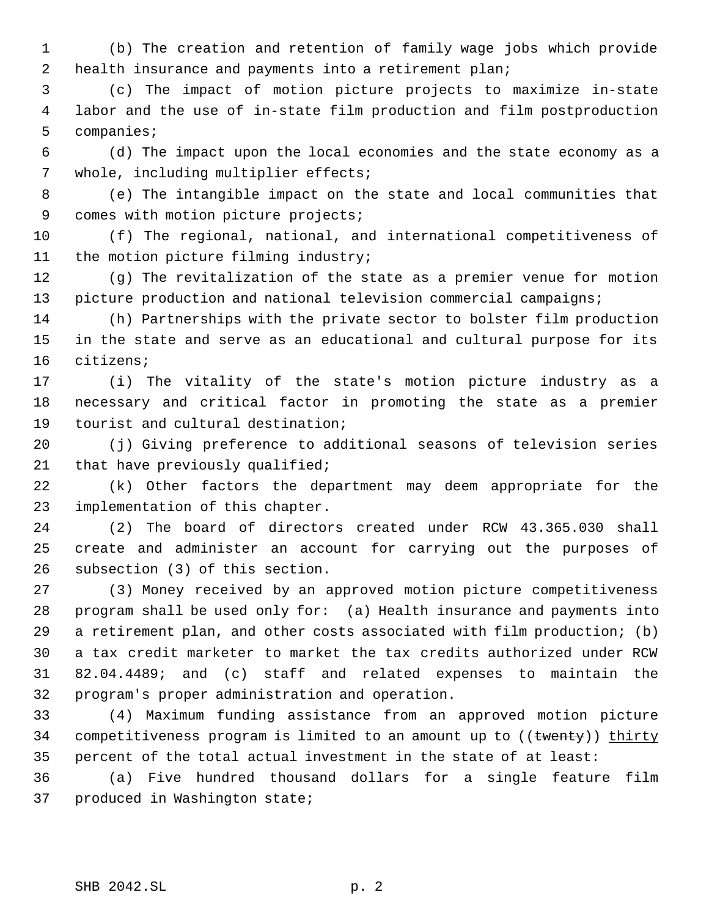(b) The creation and retention of family wage jobs which provide health insurance and payments into a retirement plan;

(c) The impact of motion picture projects to maximize in-state labor and the use of in-state film production and film postproduction companies;

(d) The impact upon the local economies and the state economy as a whole, including multiplier effects;

(e) The intangible impact on the state and local communities that comes with motion picture projects;

(f) The regional, national, and international competitiveness of the motion picture filming industry;

(g) The revitalization of the state as a premier venue for motion picture production and national television commercial campaigns;

(h) Partnerships with the private sector to bolster film production in the state and serve as an educational and cultural purpose for its citizens;

(i) The vitality of the state's motion picture industry as a necessary and critical factor in promoting the state as a premier tourist and cultural destination;

(j) Giving preference to additional seasons of television series that have previously qualified;

(k) Other factors the department may deem appropriate for the implementation of this chapter.

(2) The board of directors created under RCW 43.365.030 shall create and administer an account for carrying out the purposes of subsection (3) of this section.

(3) Money received by an approved motion picture competitiveness program shall be used only for: (a) Health insurance and payments into a retirement plan, and other costs associated with film production; (b) a tax credit marketer to market the tax credits authorized under RCW 82.04.4489; and (c) staff and related expenses to maintain the program's proper administration and operation.

(4) Maximum funding assistance from an approved motion picture competitiveness program is limited to an amount up to ((~~twenty~~)) <u>thirty</u> percent of the total actual investment in the state of at least:

(a) Five hundred thousand dollars for a single feature film produced in Washington state;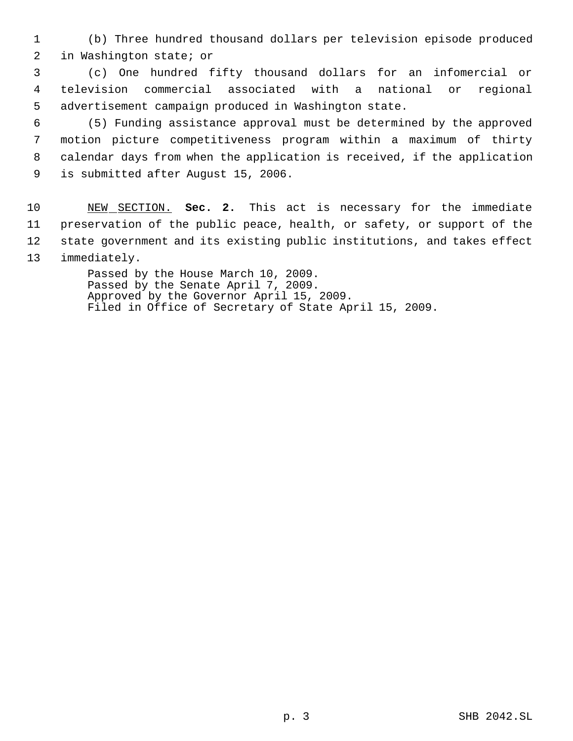(b) Three hundred thousand dollars per television episode produced in Washington state; or

(c) One hundred fifty thousand dollars for an infomercial or television commercial associated with a national or regional advertisement campaign produced in Washington state.

(5) Funding assistance approval must be determined by the approved motion picture competitiveness program within a maximum of thirty calendar days from when the application is received, if the application is submitted after August 15, 2006.

NEW SECTION. **Sec. 2.** This act is necessary for the immediate preservation of the public peace, health, or safety, or support of the state government and its existing public institutions, and takes effect immediately.

Passed by the House March 10, 2009.
Passed by the Senate April 7, 2009.
Approved by the Governor April 15, 2009.
Filed in Office of Secretary of State April 15, 2009.